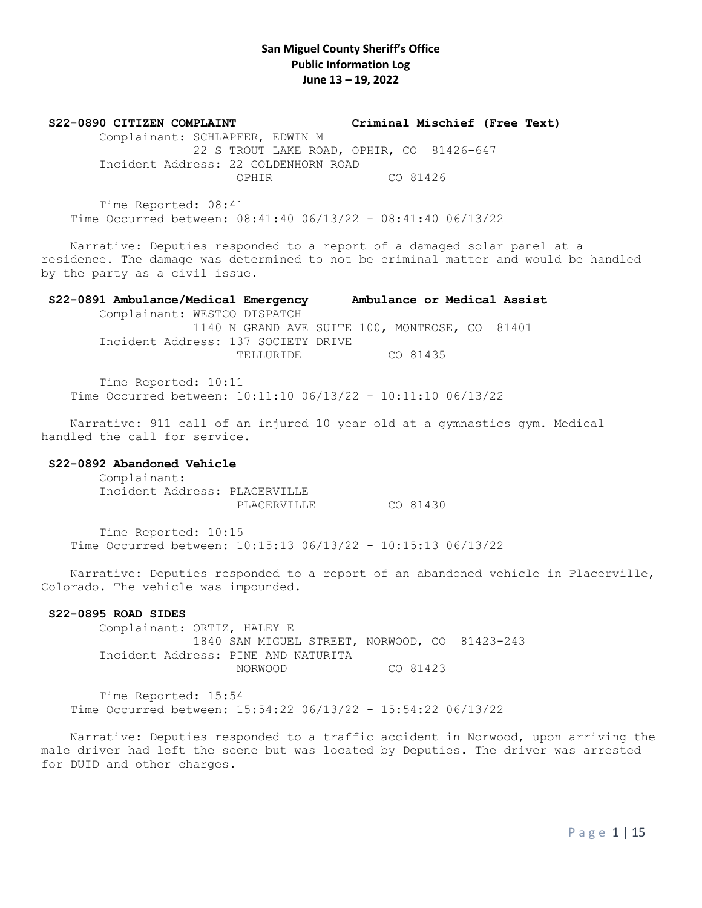**San Miguel County Sheriff's Office**
**Public Information Log**
**June 13 – 19, 2022**

**S22-0890 CITIZEN COMPLAINT** **Criminal Mischief (Free Text)**

Complainant: SCHLAPFER, EDWIN M
22 S TROUT LAKE ROAD, OPHIR, CO 81426-647
Incident Address: 22 GOLDENHORN ROAD
OPHIR CO 81426

Time Reported: 08:41
Time Occurred between: 08:41:40 06/13/22 - 08:41:40 06/13/22

Narrative: Deputies responded to a report of a damaged solar panel at a residence. The damage was determined to not be criminal matter and would be handled by the party as a civil issue.

**S22-0891 Ambulance/Medical Emergency** **Ambulance or Medical Assist**

Complainant: WESTCO DISPATCH
1140 N GRAND AVE SUITE 100, MONTROSE, CO 81401
Incident Address: 137 SOCIETY DRIVE
TELLURIDE CO 81435

Time Reported: 10:11
Time Occurred between: 10:11:10 06/13/22 - 10:11:10 06/13/22

Narrative: 911 call of an injured 10 year old at a gymnastics gym. Medical handled the call for service.

**S22-0892 Abandoned Vehicle**

Complainant:
Incident Address: PLACERVILLE
PLACERVILLE CO 81430

Time Reported: 10:15
Time Occurred between: 10:15:13 06/13/22 - 10:15:13 06/13/22

Narrative: Deputies responded to a report of an abandoned vehicle in Placerville, Colorado. The vehicle was impounded.

**S22-0895 ROAD SIDES**

Complainant: ORTIZ, HALEY E
1840 SAN MIGUEL STREET, NORWOOD, CO 81423-243
Incident Address: PINE AND NATURITA
NORWOOD CO 81423

Time Reported: 15:54
Time Occurred between: 15:54:22 06/13/22 - 15:54:22 06/13/22

Narrative: Deputies responded to a traffic accident in Norwood, upon arriving the male driver had left the scene but was located by Deputies. The driver was arrested for DUID and other charges.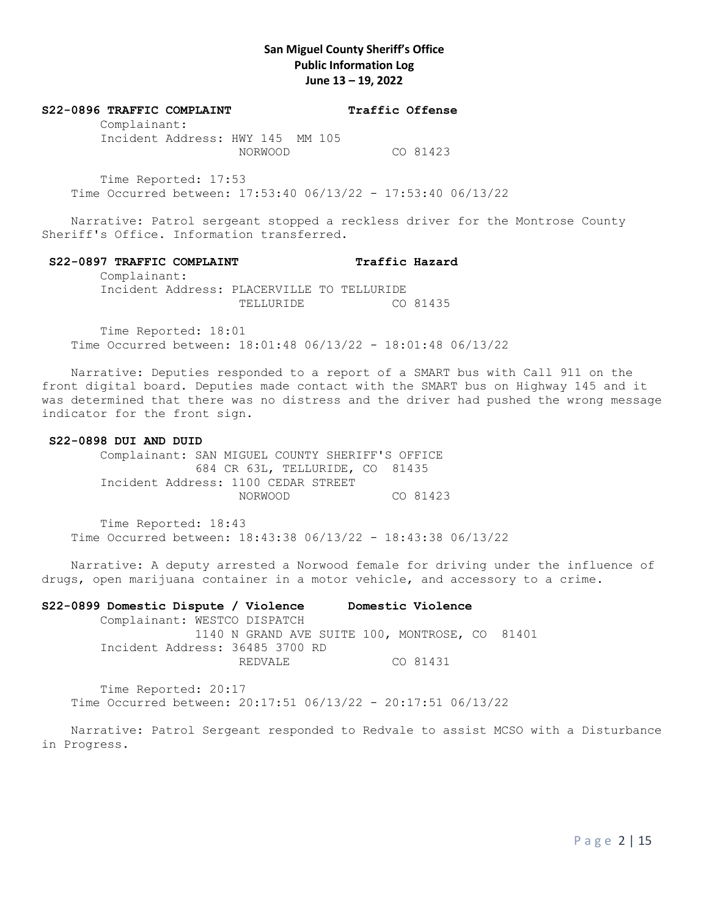# San Miguel County Sheriff's Office
## Public Information Log
## June 13 – 19, 2022

**S22-0896 TRAFFIC COMPLAINT** **Traffic Offense**

Complainant:
Incident Address: HWY 145 MM 105
NORWOOD CO 81423

Time Reported: 17:53
Time Occurred between: 17:53:40 06/13/22 - 17:53:40 06/13/22

Narrative: Patrol sergeant stopped a reckless driver for the Montrose County Sheriff's Office. Information transferred.

**S22-0897 TRAFFIC COMPLAINT** **Traffic Hazard**

Complainant:
Incident Address: PLACERVILLE TO TELLURIDE
TELLURIDE CO 81435

Time Reported: 18:01
Time Occurred between: 18:01:48 06/13/22 - 18:01:48 06/13/22

Narrative: Deputies responded to a report of a SMART bus with Call 911 on the front digital board. Deputies made contact with the SMART bus on Highway 145 and it was determined that there was no distress and the driver had pushed the wrong message indicator for the front sign.

**S22-0898 DUI AND DUID**

Complainant: SAN MIGUEL COUNTY SHERIFF'S OFFICE
684 CR 63L, TELLURIDE, CO 81435
Incident Address: 1100 CEDAR STREET
NORWOOD CO 81423

Time Reported: 18:43
Time Occurred between: 18:43:38 06/13/22 - 18:43:38 06/13/22

Narrative: A deputy arrested a Norwood female for driving under the influence of drugs, open marijuana container in a motor vehicle, and accessory to a crime.

**S22-0899 Domestic Dispute / Violence** **Domestic Violence**

Complainant: WESTCO DISPATCH
1140 N GRAND AVE SUITE 100, MONTROSE, CO 81401
Incident Address: 36485 3700 RD
REDVALE CO 81431

Time Reported: 20:17
Time Occurred between: 20:17:51 06/13/22 - 20:17:51 06/13/22

Narrative: Patrol Sergeant responded to Redvale to assist MCSO with a Disturbance in Progress.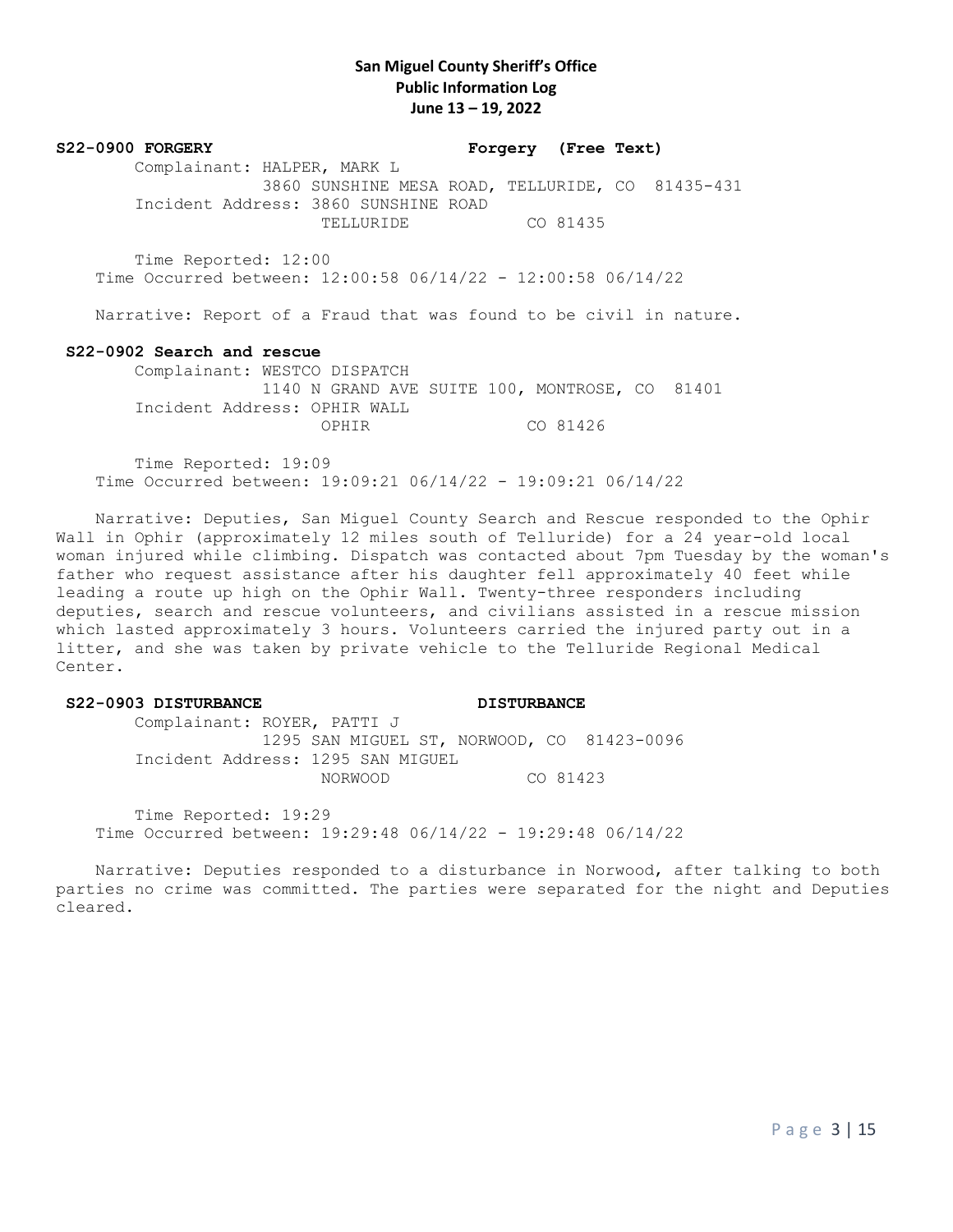**San Miguel County Sheriff's Office**
**Public Information Log**
**June 13 – 19, 2022**

**S22-0900 FORGERY** **Forgery (Free Text)**

Complainant: HALPER, MARK L
3860 SUNSHINE MESA ROAD, TELLURIDE, CO 81435-431
Incident Address: 3860 SUNSHINE ROAD
TELLURIDE CO 81435

Time Reported: 12:00
Time Occurred between: 12:00:58 06/14/22 - 12:00:58 06/14/22

Narrative: Report of a Fraud that was found to be civil in nature.

**S22-0902 Search and rescue**

Complainant: WESTCO DISPATCH
1140 N GRAND AVE SUITE 100, MONTROSE, CO 81401
Incident Address: OPHIR WALL
OPHIR CO 81426

Time Reported: 19:09
Time Occurred between: 19:09:21 06/14/22 - 19:09:21 06/14/22

Narrative: Deputies, San Miguel County Search and Rescue responded to the Ophir Wall in Ophir (approximately 12 miles south of Telluride) for a 24 year-old local woman injured while climbing. Dispatch was contacted about 7pm Tuesday by the woman's father who request assistance after his daughter fell approximately 40 feet while leading a route up high on the Ophir Wall. Twenty-three responders including deputies, search and rescue volunteers, and civilians assisted in a rescue mission which lasted approximately 3 hours. Volunteers carried the injured party out in a litter, and she was taken by private vehicle to the Telluride Regional Medical Center.

**S22-0903 DISTURBANCE** **DISTURBANCE**

Complainant: ROYER, PATTI J
1295 SAN MIGUEL ST, NORWOOD, CO 81423-0096
Incident Address: 1295 SAN MIGUEL
NORWOOD CO 81423

Time Reported: 19:29
Time Occurred between: 19:29:48 06/14/22 - 19:29:48 06/14/22

Narrative: Deputies responded to a disturbance in Norwood, after talking to both parties no crime was committed. The parties were separated for the night and Deputies cleared.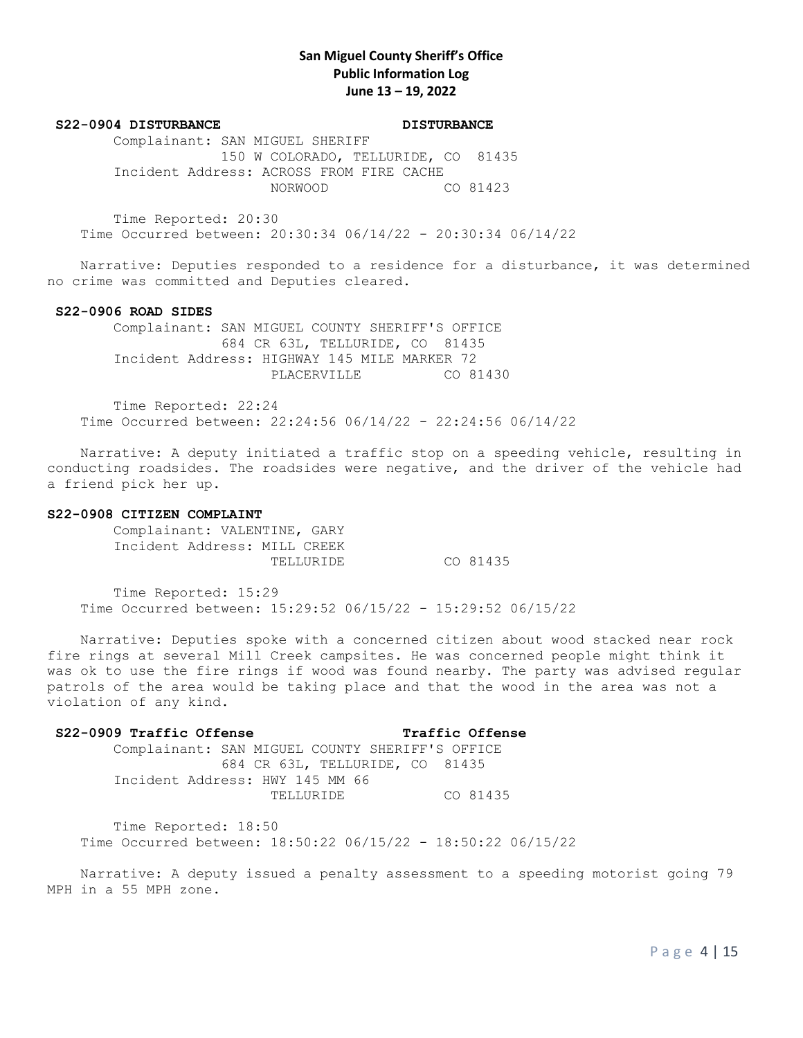**San Miguel County Sheriff's Office**
**Public Information Log**
**June 13 – 19, 2022**

**S22-0904 DISTURBANCE** **DISTURBANCE**

Complainant: SAN MIGUEL SHERIFF
150 W COLORADO, TELLURIDE, CO 81435
Incident Address: ACROSS FROM FIRE CACHE
NORWOOD CO 81423

Time Reported: 20:30
Time Occurred between: 20:30:34 06/14/22 - 20:30:34 06/14/22

Narrative: Deputies responded to a residence for a disturbance, it was determined no crime was committed and Deputies cleared.

**S22-0906 ROAD SIDES**

Complainant: SAN MIGUEL COUNTY SHERIFF'S OFFICE
684 CR 63L, TELLURIDE, CO 81435
Incident Address: HIGHWAY 145 MILE MARKER 72
PLACERVILLE CO 81430

Time Reported: 22:24
Time Occurred between: 22:24:56 06/14/22 - 22:24:56 06/14/22

Narrative: A deputy initiated a traffic stop on a speeding vehicle, resulting in conducting roadsides. The roadsides were negative, and the driver of the vehicle had a friend pick her up.

**S22-0908 CITIZEN COMPLAINT**

Complainant: VALENTINE, GARY
Incident Address: MILL CREEK
TELLURIDE CO 81435

Time Reported: 15:29
Time Occurred between: 15:29:52 06/15/22 - 15:29:52 06/15/22

Narrative: Deputies spoke with a concerned citizen about wood stacked near rock fire rings at several Mill Creek campsites. He was concerned people might think it was ok to use the fire rings if wood was found nearby. The party was advised regular patrols of the area would be taking place and that the wood in the area was not a violation of any kind.

**S22-0909 Traffic Offense** **Traffic Offense**

Complainant: SAN MIGUEL COUNTY SHERIFF'S OFFICE
684 CR 63L, TELLURIDE, CO 81435
Incident Address: HWY 145 MM 66
TELLURIDE CO 81435

Time Reported: 18:50
Time Occurred between: 18:50:22 06/15/22 - 18:50:22 06/15/22

Narrative: A deputy issued a penalty assessment to a speeding motorist going 79 MPH in a 55 MPH zone.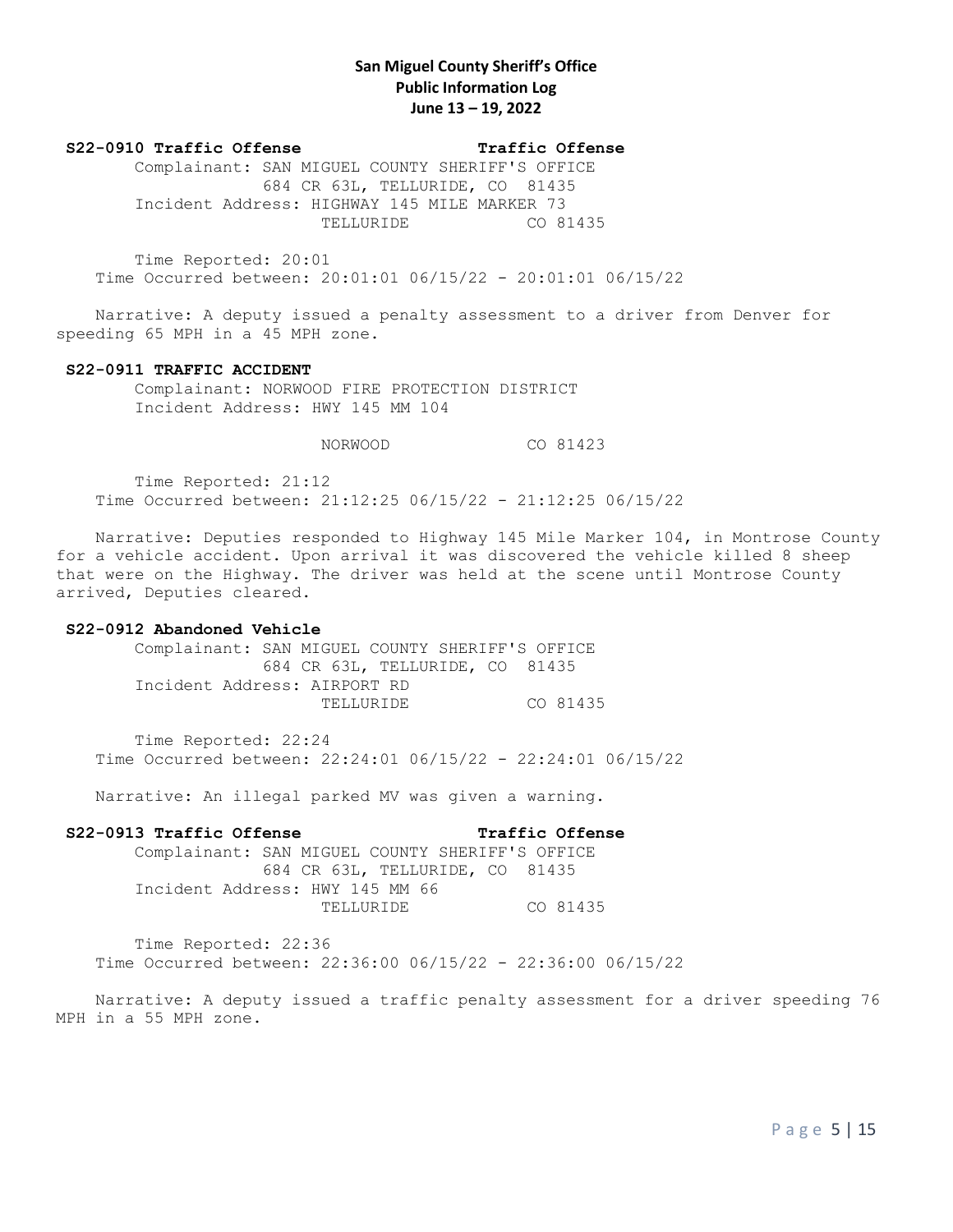**San Miguel County Sheriff's Office**
**Public Information Log**
**June 13 – 19, 2022**

**S22-0910 Traffic Offense** **Traffic Offense**

Complainant: SAN MIGUEL COUNTY SHERIFF'S OFFICE
684 CR 63L, TELLURIDE, CO 81435
Incident Address: HIGHWAY 145 MILE MARKER 73
TELLURIDE CO 81435

Time Reported: 20:01
Time Occurred between: 20:01:01 06/15/22 - 20:01:01 06/15/22

Narrative: A deputy issued a penalty assessment to a driver from Denver for speeding 65 MPH in a 45 MPH zone.

**S22-0911 TRAFFIC ACCIDENT**

Complainant: NORWOOD FIRE PROTECTION DISTRICT
Incident Address: HWY 145 MM 104
NORWOOD CO 81423

Time Reported: 21:12
Time Occurred between: 21:12:25 06/15/22 - 21:12:25 06/15/22

Narrative: Deputies responded to Highway 145 Mile Marker 104, in Montrose County for a vehicle accident. Upon arrival it was discovered the vehicle killed 8 sheep that were on the Highway. The driver was held at the scene until Montrose County arrived, Deputies cleared.

**S22-0912 Abandoned Vehicle**

Complainant: SAN MIGUEL COUNTY SHERIFF'S OFFICE
684 CR 63L, TELLURIDE, CO 81435
Incident Address: AIRPORT RD
TELLURIDE CO 81435

Time Reported: 22:24
Time Occurred between: 22:24:01 06/15/22 - 22:24:01 06/15/22

Narrative: An illegal parked MV was given a warning.

**S22-0913 Traffic Offense** **Traffic Offense**

Complainant: SAN MIGUEL COUNTY SHERIFF'S OFFICE
684 CR 63L, TELLURIDE, CO 81435
Incident Address: HWY 145 MM 66
TELLURIDE CO 81435

Time Reported: 22:36
Time Occurred between: 22:36:00 06/15/22 - 22:36:00 06/15/22

Narrative: A deputy issued a traffic penalty assessment for a driver speeding 76 MPH in a 55 MPH zone.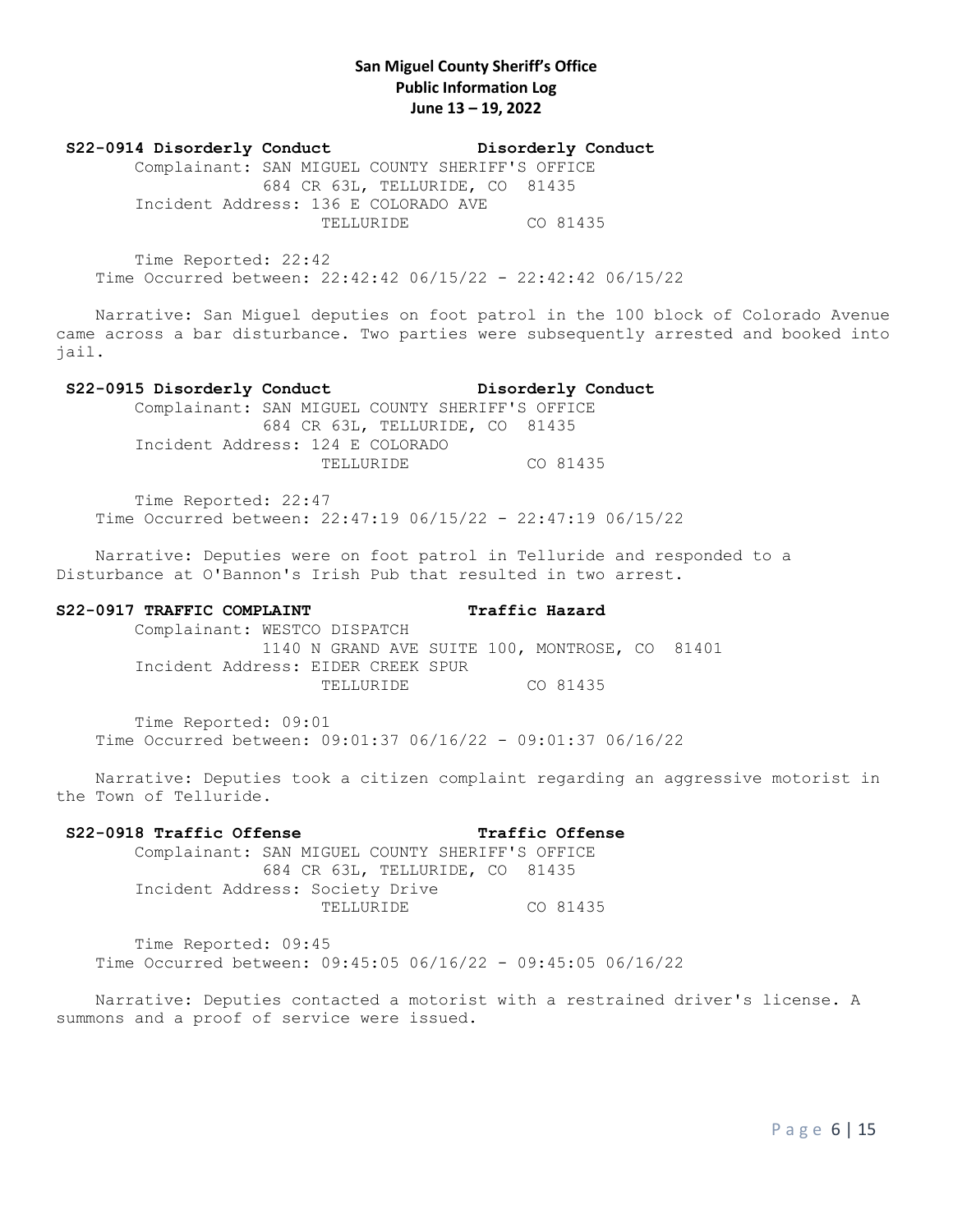**San Miguel County Sheriff's Office**
**Public Information Log**
**June 13 – 19, 2022**

**S22-0914 Disorderly Conduct** **Disorderly Conduct**

Complainant: SAN MIGUEL COUNTY SHERIFF'S OFFICE
684 CR 63L, TELLURIDE, CO 81435
Incident Address: 136 E COLORADO AVE
TELLURIDE CO 81435

Time Reported: 22:42
Time Occurred between: 22:42:42 06/15/22 - 22:42:42 06/15/22

Narrative: San Miguel deputies on foot patrol in the 100 block of Colorado Avenue came across a bar disturbance. Two parties were subsequently arrested and booked into jail.

**S22-0915 Disorderly Conduct** **Disorderly Conduct**

Complainant: SAN MIGUEL COUNTY SHERIFF'S OFFICE
684 CR 63L, TELLURIDE, CO 81435
Incident Address: 124 E COLORADO
TELLURIDE CO 81435

Time Reported: 22:47
Time Occurred between: 22:47:19 06/15/22 - 22:47:19 06/15/22

Narrative: Deputies were on foot patrol in Telluride and responded to a Disturbance at O'Bannon's Irish Pub that resulted in two arrest.

**S22-0917 TRAFFIC COMPLAINT** **Traffic Hazard**

Complainant: WESTCO DISPATCH
1140 N GRAND AVE SUITE 100, MONTROSE, CO 81401
Incident Address: EIDER CREEK SPUR
TELLURIDE CO 81435

Time Reported: 09:01
Time Occurred between: 09:01:37 06/16/22 - 09:01:37 06/16/22

Narrative: Deputies took a citizen complaint regarding an aggressive motorist in the Town of Telluride.

**S22-0918 Traffic Offense** **Traffic Offense**

Complainant: SAN MIGUEL COUNTY SHERIFF'S OFFICE
684 CR 63L, TELLURIDE, CO 81435
Incident Address: Society Drive
TELLURIDE CO 81435

Time Reported: 09:45
Time Occurred between: 09:45:05 06/16/22 - 09:45:05 06/16/22

Narrative: Deputies contacted a motorist with a restrained driver's license. A summons and a proof of service were issued.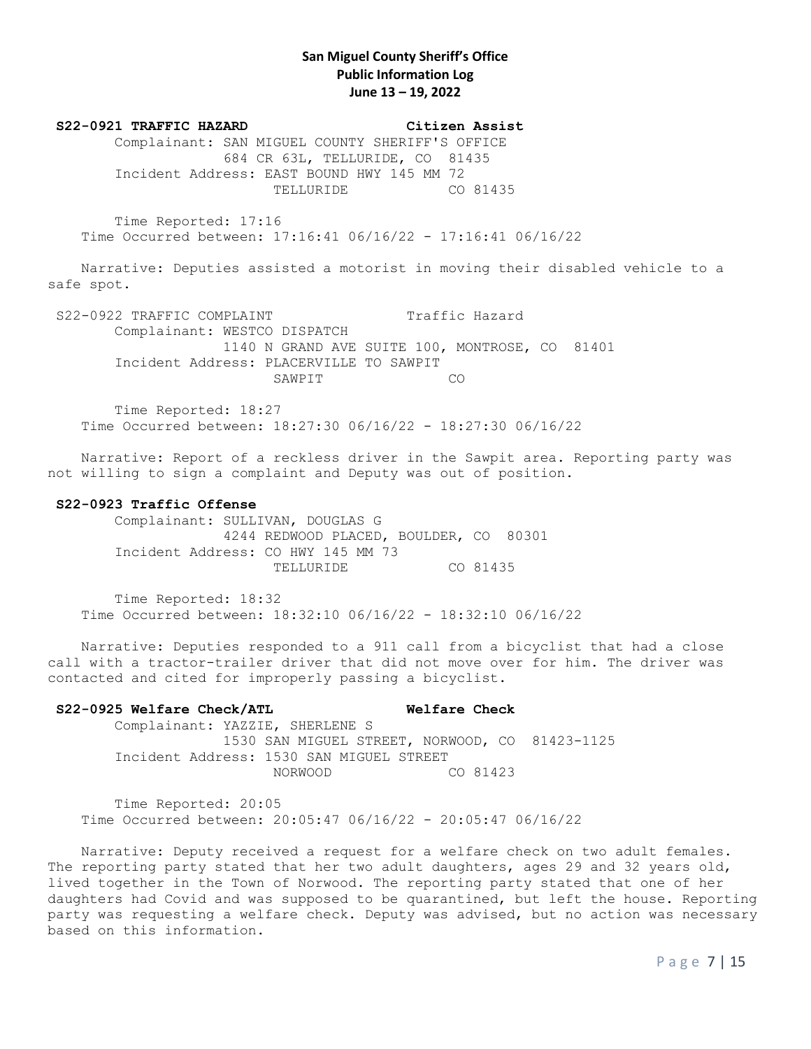**San Miguel County Sheriff's Office**
**Public Information Log**
**June 13 – 19, 2022**

**S22-0921 TRAFFIC HAZARD** **Citizen Assist**

Complainant: SAN MIGUEL COUNTY SHERIFF'S OFFICE
684 CR 63L, TELLURIDE, CO 81435
Incident Address: EAST BOUND HWY 145 MM 72
TELLURIDE CO 81435

Time Reported: 17:16
Time Occurred between: 17:16:41 06/16/22 - 17:16:41 06/16/22

Narrative: Deputies assisted a motorist in moving their disabled vehicle to a safe spot.

S22-0922 TRAFFIC COMPLAINT Traffic Hazard

Complainant: WESTCO DISPATCH
1140 N GRAND AVE SUITE 100, MONTROSE, CO 81401
Incident Address: PLACERVILLE TO SAWPIT
SAWPIT CO

Time Reported: 18:27
Time Occurred between: 18:27:30 06/16/22 - 18:27:30 06/16/22

Narrative: Report of a reckless driver in the Sawpit area. Reporting party was not willing to sign a complaint and Deputy was out of position.

**S22-0923 Traffic Offense**

Complainant: SULLIVAN, DOUGLAS G
4244 REDWOOD PLACED, BOULDER, CO 80301
Incident Address: CO HWY 145 MM 73
TELLURIDE CO 81435

Time Reported: 18:32
Time Occurred between: 18:32:10 06/16/22 - 18:32:10 06/16/22

Narrative: Deputies responded to a 911 call from a bicyclist that had a close call with a tractor-trailer driver that did not move over for him. The driver was contacted and cited for improperly passing a bicyclist.

**S22-0925 Welfare Check/ATL** **Welfare Check**

Complainant: YAZZIE, SHERLENE S
1530 SAN MIGUEL STREET, NORWOOD, CO 81423-1125
Incident Address: 1530 SAN MIGUEL STREET
NORWOOD CO 81423

Time Reported: 20:05
Time Occurred between: 20:05:47 06/16/22 - 20:05:47 06/16/22

Narrative: Deputy received a request for a welfare check on two adult females. The reporting party stated that her two adult daughters, ages 29 and 32 years old, lived together in the Town of Norwood. The reporting party stated that one of her daughters had Covid and was supposed to be quarantined, but left the house. Reporting party was requesting a welfare check. Deputy was advised, but no action was necessary based on this information.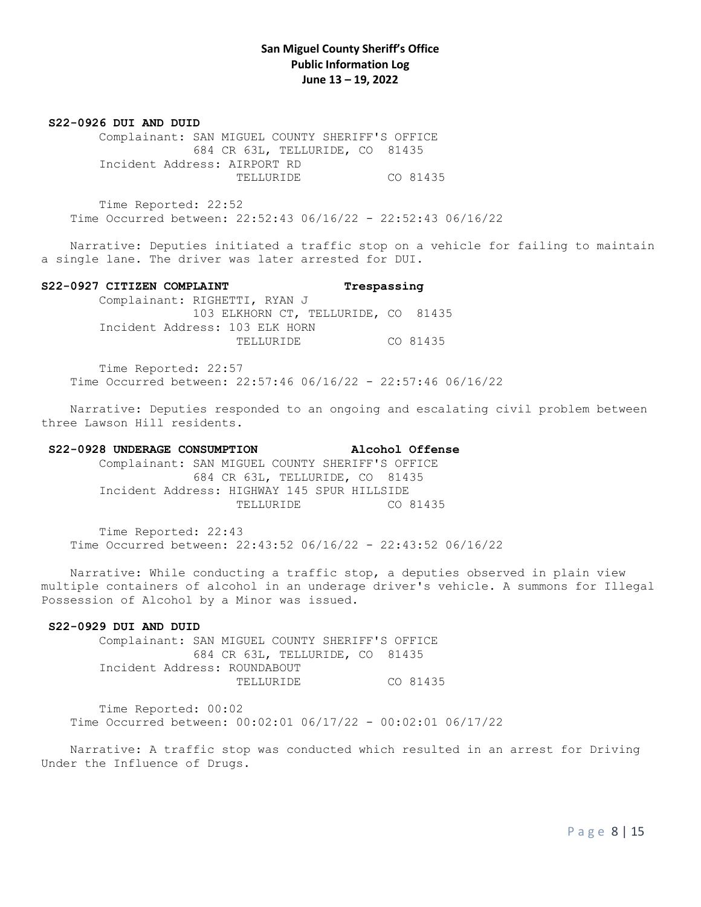**San Miguel County Sheriff's Office**
**Public Information Log**
**June 13 – 19, 2022**

**S22-0926 DUI AND DUID**

Complainant: SAN MIGUEL COUNTY SHERIFF'S OFFICE
684 CR 63L, TELLURIDE, CO 81435
Incident Address: AIRPORT RD
TELLURIDE CO 81435

Time Reported: 22:52
Time Occurred between: 22:52:43 06/16/22 - 22:52:43 06/16/22

Narrative: Deputies initiated a traffic stop on a vehicle for failing to maintain a single lane. The driver was later arrested for DUI.

**S22-0927 CITIZEN COMPLAINT** **Trespassing**

Complainant: RIGHETTI, RYAN J
103 ELKHORN CT, TELLURIDE, CO 81435
Incident Address: 103 ELK HORN
TELLURIDE CO 81435

Time Reported: 22:57
Time Occurred between: 22:57:46 06/16/22 - 22:57:46 06/16/22

Narrative: Deputies responded to an ongoing and escalating civil problem between three Lawson Hill residents.

**S22-0928 UNDERAGE CONSUMPTION** **Alcohol Offense**

Complainant: SAN MIGUEL COUNTY SHERIFF'S OFFICE
684 CR 63L, TELLURIDE, CO 81435
Incident Address: HIGHWAY 145 SPUR HILLSIDE
TELLURIDE CO 81435

Time Reported: 22:43
Time Occurred between: 22:43:52 06/16/22 - 22:43:52 06/16/22

Narrative: While conducting a traffic stop, a deputies observed in plain view multiple containers of alcohol in an underage driver's vehicle. A summons for Illegal Possession of Alcohol by a Minor was issued.

**S22-0929 DUI AND DUID**

Complainant: SAN MIGUEL COUNTY SHERIFF'S OFFICE
684 CR 63L, TELLURIDE, CO 81435
Incident Address: ROUNDABOUT
TELLURIDE CO 81435

Time Reported: 00:02
Time Occurred between: 00:02:01 06/17/22 - 00:02:01 06/17/22

Narrative: A traffic stop was conducted which resulted in an arrest for Driving Under the Influence of Drugs.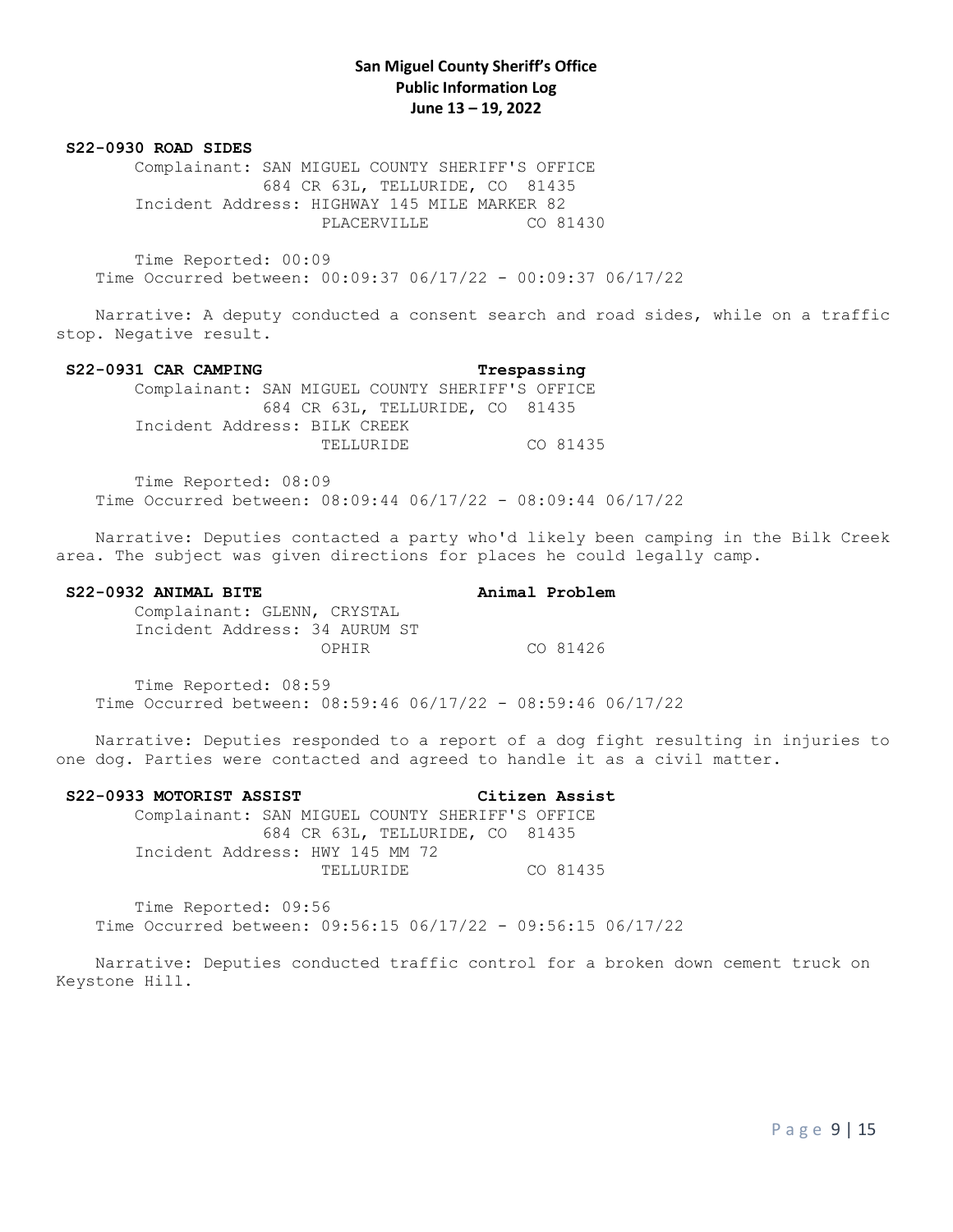**San Miguel County Sheriff's Office**
**Public Information Log**
**June 13 – 19, 2022**

**S22-0930 ROAD SIDES**

Complainant: SAN MIGUEL COUNTY SHERIFF'S OFFICE
684 CR 63L, TELLURIDE, CO 81435
Incident Address: HIGHWAY 145 MILE MARKER 82
PLACERVILLE CO 81430

Time Reported: 00:09
Time Occurred between: 00:09:37 06/17/22 - 00:09:37 06/17/22

Narrative: A deputy conducted a consent search and road sides, while on a traffic stop. Negative result.

**S22-0931 CAR CAMPING** **Trespassing**

Complainant: SAN MIGUEL COUNTY SHERIFF'S OFFICE
684 CR 63L, TELLURIDE, CO 81435
Incident Address: BILK CREEK
TELLURIDE CO 81435

Time Reported: 08:09
Time Occurred between: 08:09:44 06/17/22 - 08:09:44 06/17/22

Narrative: Deputies contacted a party who'd likely been camping in the Bilk Creek area. The subject was given directions for places he could legally camp.

**S22-0932 ANIMAL BITE** **Animal Problem**

Complainant: GLENN, CRYSTAL
Incident Address: 34 AURUM ST
OPHIR CO 81426

Time Reported: 08:59
Time Occurred between: 08:59:46 06/17/22 - 08:59:46 06/17/22

Narrative: Deputies responded to a report of a dog fight resulting in injuries to one dog. Parties were contacted and agreed to handle it as a civil matter.

**S22-0933 MOTORIST ASSIST** **Citizen Assist**

Complainant: SAN MIGUEL COUNTY SHERIFF'S OFFICE
684 CR 63L, TELLURIDE, CO 81435
Incident Address: HWY 145 MM 72
TELLURIDE CO 81435

Time Reported: 09:56
Time Occurred between: 09:56:15 06/17/22 - 09:56:15 06/17/22

Narrative: Deputies conducted traffic control for a broken down cement truck on Keystone Hill.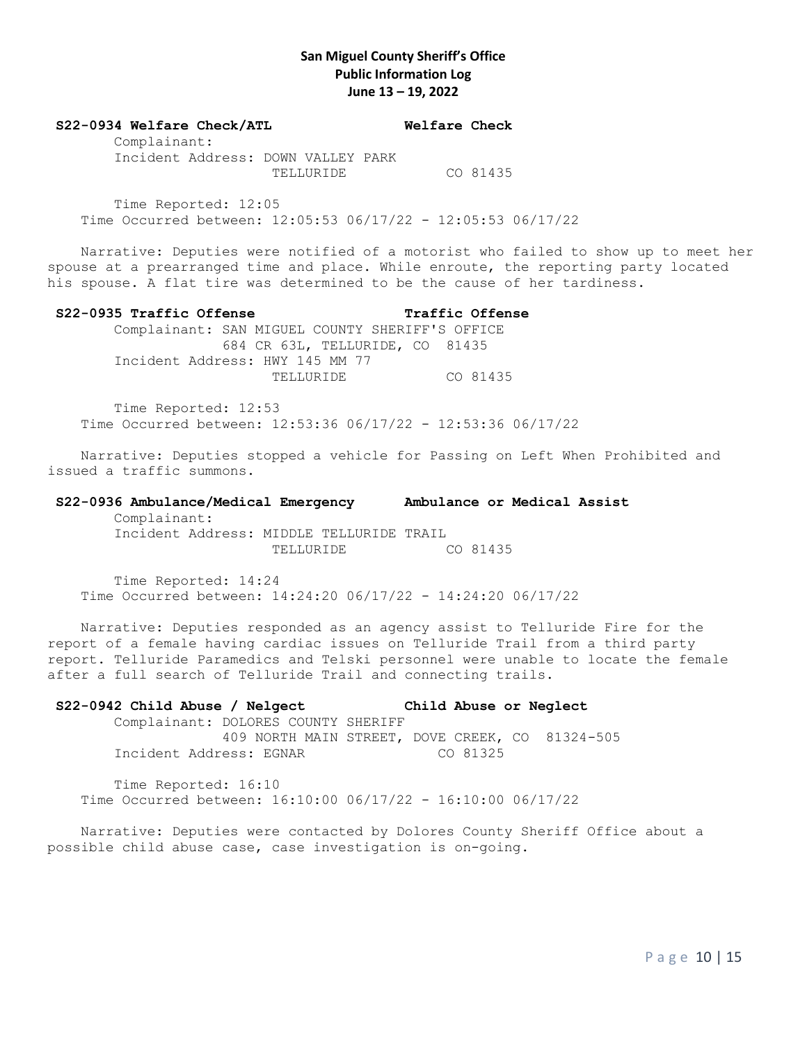**San Miguel County Sheriff's Office**
**Public Information Log**
**June 13 – 19, 2022**

**S22-0934 Welfare Check/ATL** **Welfare Check**

Complainant:
Incident Address: DOWN VALLEY PARK
TELLURIDE CO 81435

Time Reported: 12:05
Time Occurred between: 12:05:53 06/17/22 - 12:05:53 06/17/22

Narrative: Deputies were notified of a motorist who failed to show up to meet her spouse at a prearranged time and place. While enroute, the reporting party located his spouse. A flat tire was determined to be the cause of her tardiness.

**S22-0935 Traffic Offense** **Traffic Offense**

Complainant: SAN MIGUEL COUNTY SHERIFF'S OFFICE
684 CR 63L, TELLURIDE, CO 81435
Incident Address: HWY 145 MM 77
TELLURIDE CO 81435

Time Reported: 12:53
Time Occurred between: 12:53:36 06/17/22 - 12:53:36 06/17/22

Narrative: Deputies stopped a vehicle for Passing on Left When Prohibited and issued a traffic summons.

**S22-0936 Ambulance/Medical Emergency** **Ambulance or Medical Assist**

Complainant:
Incident Address: MIDDLE TELLURIDE TRAIL
TELLURIDE CO 81435

Time Reported: 14:24
Time Occurred between: 14:24:20 06/17/22 - 14:24:20 06/17/22

Narrative: Deputies responded as an agency assist to Telluride Fire for the report of a female having cardiac issues on Telluride Trail from a third party report. Telluride Paramedics and Telski personnel were unable to locate the female after a full search of Telluride Trail and connecting trails.

**S22-0942 Child Abuse / Nelgect** **Child Abuse or Neglect**

Complainant: DOLORES COUNTY SHERIFF
409 NORTH MAIN STREET, DOVE CREEK, CO 81324-505
Incident Address: EGNAR CO 81325

Time Reported: 16:10
Time Occurred between: 16:10:00 06/17/22 - 16:10:00 06/17/22

Narrative: Deputies were contacted by Dolores County Sheriff Office about a possible child abuse case, case investigation is on-going.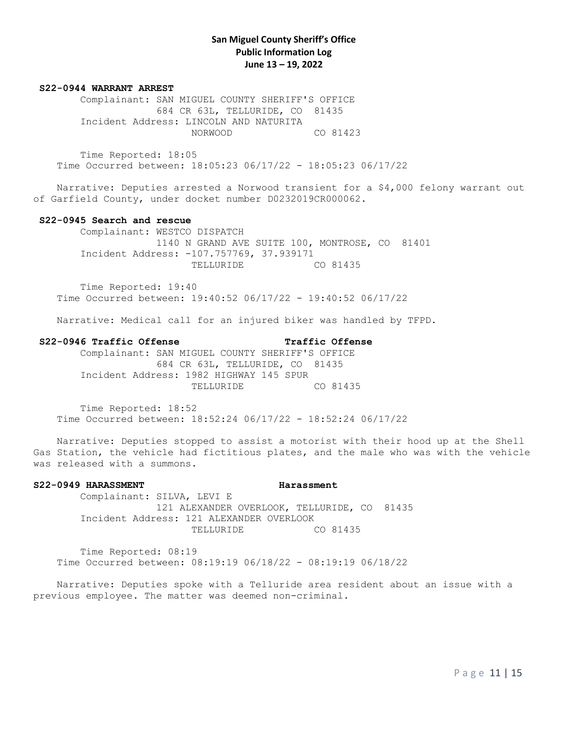**San Miguel County Sheriff's Office**
**Public Information Log**
**June 13 – 19, 2022**

**S22-0944 WARRANT ARREST**

Complainant: SAN MIGUEL COUNTY SHERIFF'S OFFICE
684 CR 63L, TELLURIDE, CO 81435
Incident Address: LINCOLN AND NATURITA
NORWOOD CO 81423

Time Reported: 18:05
Time Occurred between: 18:05:23 06/17/22 - 18:05:23 06/17/22

Narrative: Deputies arrested a Norwood transient for a $4,000 felony warrant out of Garfield County, under docket number D0232019CR000062.

**S22-0945 Search and rescue**

Complainant: WESTCO DISPATCH
1140 N GRAND AVE SUITE 100, MONTROSE, CO 81401
Incident Address: -107.757769, 37.939171
TELLURIDE CO 81435

Time Reported: 19:40
Time Occurred between: 19:40:52 06/17/22 - 19:40:52 06/17/22

Narrative: Medical call for an injured biker was handled by TFPD.

**S22-0946 Traffic Offense** **Traffic Offense**

Complainant: SAN MIGUEL COUNTY SHERIFF'S OFFICE
684 CR 63L, TELLURIDE, CO 81435
Incident Address: 1982 HIGHWAY 145 SPUR
TELLURIDE CO 81435

Time Reported: 18:52
Time Occurred between: 18:52:24 06/17/22 - 18:52:24 06/17/22

Narrative: Deputies stopped to assist a motorist with their hood up at the Shell Gas Station, the vehicle had fictitious plates, and the male who was with the vehicle was released with a summons.

**S22-0949 HARASSMENT** **Harassment**

Complainant: SILVA, LEVI E
121 ALEXANDER OVERLOOK, TELLURIDE, CO 81435
Incident Address: 121 ALEXANDER OVERLOOK
TELLURIDE CO 81435

Time Reported: 08:19
Time Occurred between: 08:19:19 06/18/22 - 08:19:19 06/18/22

Narrative: Deputies spoke with a Telluride area resident about an issue with a previous employee. The matter was deemed non-criminal.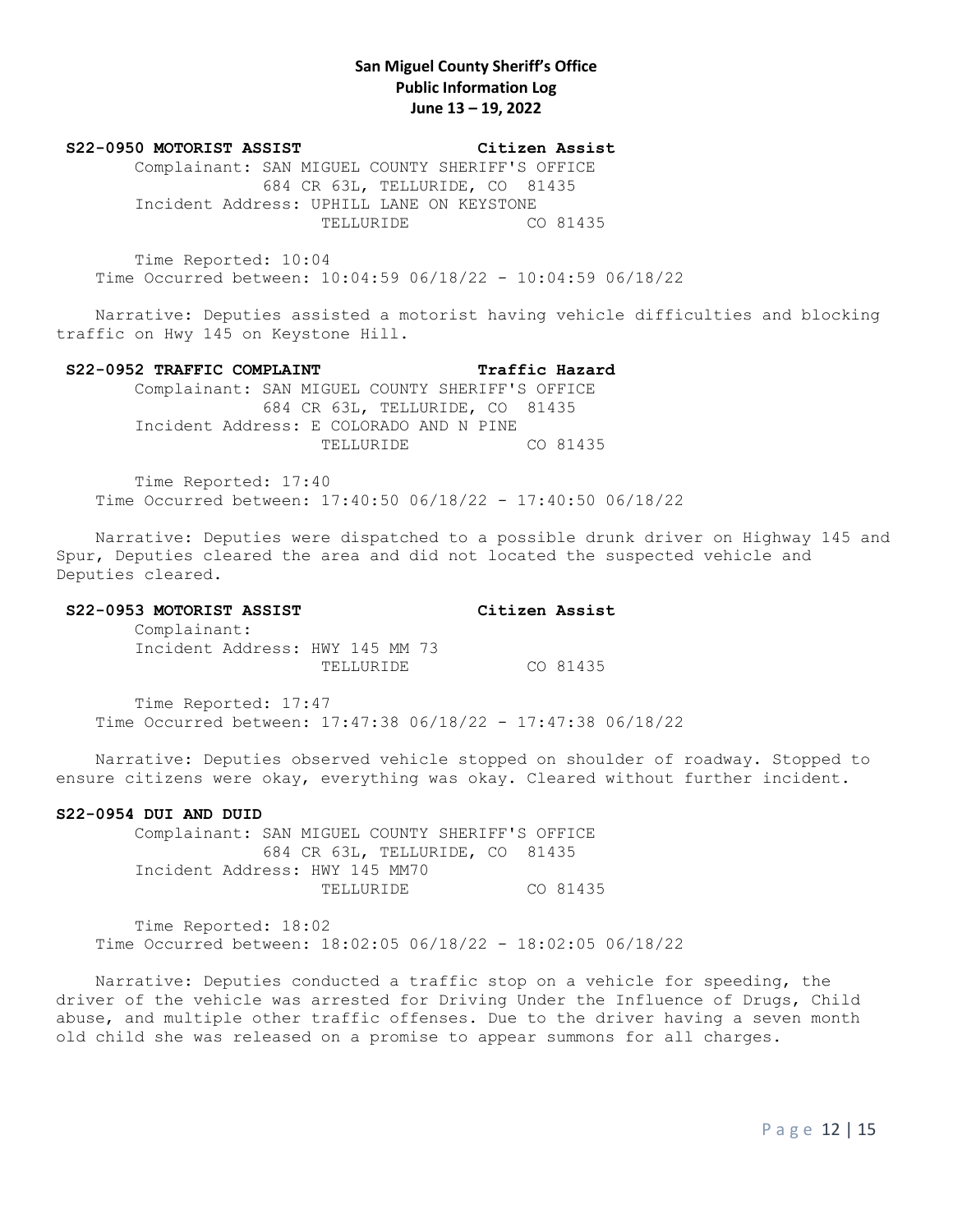**San Miguel County Sheriff's Office**
**Public Information Log**
**June 13 – 19, 2022**

**S22-0950 MOTORIST ASSIST** **Citizen Assist**

Complainant: SAN MIGUEL COUNTY SHERIFF'S OFFICE
684 CR 63L, TELLURIDE, CO 81435
Incident Address: UPHILL LANE ON KEYSTONE
TELLURIDE CO 81435

Time Reported: 10:04
Time Occurred between: 10:04:59 06/18/22 - 10:04:59 06/18/22

Narrative: Deputies assisted a motorist having vehicle difficulties and blocking traffic on Hwy 145 on Keystone Hill.

**S22-0952 TRAFFIC COMPLAINT** **Traffic Hazard**

Complainant: SAN MIGUEL COUNTY SHERIFF'S OFFICE
684 CR 63L, TELLURIDE, CO 81435
Incident Address: E COLORADO AND N PINE
TELLURIDE CO 81435

Time Reported: 17:40
Time Occurred between: 17:40:50 06/18/22 - 17:40:50 06/18/22

Narrative: Deputies were dispatched to a possible drunk driver on Highway 145 and Spur, Deputies cleared the area and did not located the suspected vehicle and Deputies cleared.

**S22-0953 MOTORIST ASSIST** **Citizen Assist**

Complainant:
Incident Address: HWY 145 MM 73
TELLURIDE CO 81435

Time Reported: 17:47
Time Occurred between: 17:47:38 06/18/22 - 17:47:38 06/18/22

Narrative: Deputies observed vehicle stopped on shoulder of roadway. Stopped to ensure citizens were okay, everything was okay. Cleared without further incident.

**S22-0954 DUI AND DUID**

Complainant: SAN MIGUEL COUNTY SHERIFF'S OFFICE
684 CR 63L, TELLURIDE, CO 81435
Incident Address: HWY 145 MM70
TELLURIDE CO 81435

Time Reported: 18:02
Time Occurred between: 18:02:05 06/18/22 - 18:02:05 06/18/22

Narrative: Deputies conducted a traffic stop on a vehicle for speeding, the driver of the vehicle was arrested for Driving Under the Influence of Drugs, Child abuse, and multiple other traffic offenses. Due to the driver having a seven month old child she was released on a promise to appear summons for all charges.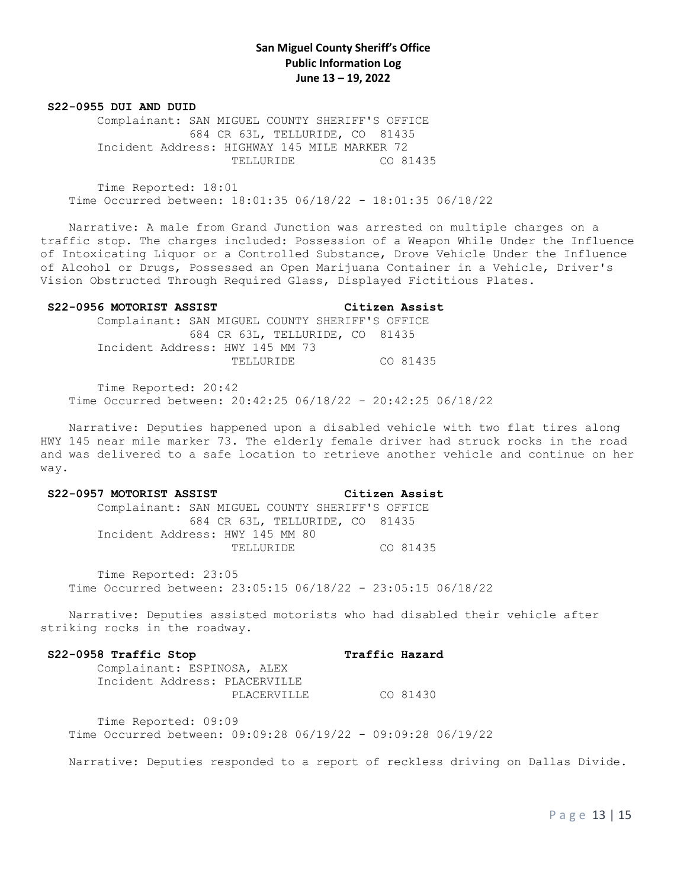## San Miguel County Sheriff's Office
## Public Information Log
## June 13 – 19, 2022

**S22-0955 DUI AND DUID**

Complainant: SAN MIGUEL COUNTY SHERIFF'S OFFICE
684 CR 63L, TELLURIDE, CO 81435
Incident Address: HIGHWAY 145 MILE MARKER 72
TELLURIDE CO 81435

Time Reported: 18:01
Time Occurred between: 18:01:35 06/18/22 - 18:01:35 06/18/22

Narrative: A male from Grand Junction was arrested on multiple charges on a traffic stop. The charges included: Possession of a Weapon While Under the Influence of Intoxicating Liquor or a Controlled Substance, Drove Vehicle Under the Influence of Alcohol or Drugs, Possessed an Open Marijuana Container in a Vehicle, Driver's Vision Obstructed Through Required Glass, Displayed Fictitious Plates.

**S22-0956 MOTORIST ASSIST** **Citizen Assist**

Complainant: SAN MIGUEL COUNTY SHERIFF'S OFFICE
684 CR 63L, TELLURIDE, CO 81435
Incident Address: HWY 145 MM 73
TELLURIDE CO 81435

Time Reported: 20:42
Time Occurred between: 20:42:25 06/18/22 - 20:42:25 06/18/22

Narrative: Deputies happened upon a disabled vehicle with two flat tires along HWY 145 near mile marker 73. The elderly female driver had struck rocks in the road and was delivered to a safe location to retrieve another vehicle and continue on her way.

**S22-0957 MOTORIST ASSIST** **Citizen Assist**

Complainant: SAN MIGUEL COUNTY SHERIFF'S OFFICE
684 CR 63L, TELLURIDE, CO 81435
Incident Address: HWY 145 MM 80
TELLURIDE CO 81435

Time Reported: 23:05
Time Occurred between: 23:05:15 06/18/22 - 23:05:15 06/18/22

Narrative: Deputies assisted motorists who had disabled their vehicle after striking rocks in the roadway.

**S22-0958 Traffic Stop** **Traffic Hazard**

Complainant: ESPINOSA, ALEX
Incident Address: PLACERVILLE
PLACERVILLE CO 81430

Time Reported: 09:09
Time Occurred between: 09:09:28 06/19/22 - 09:09:28 06/19/22

Narrative: Deputies responded to a report of reckless driving on Dallas Divide.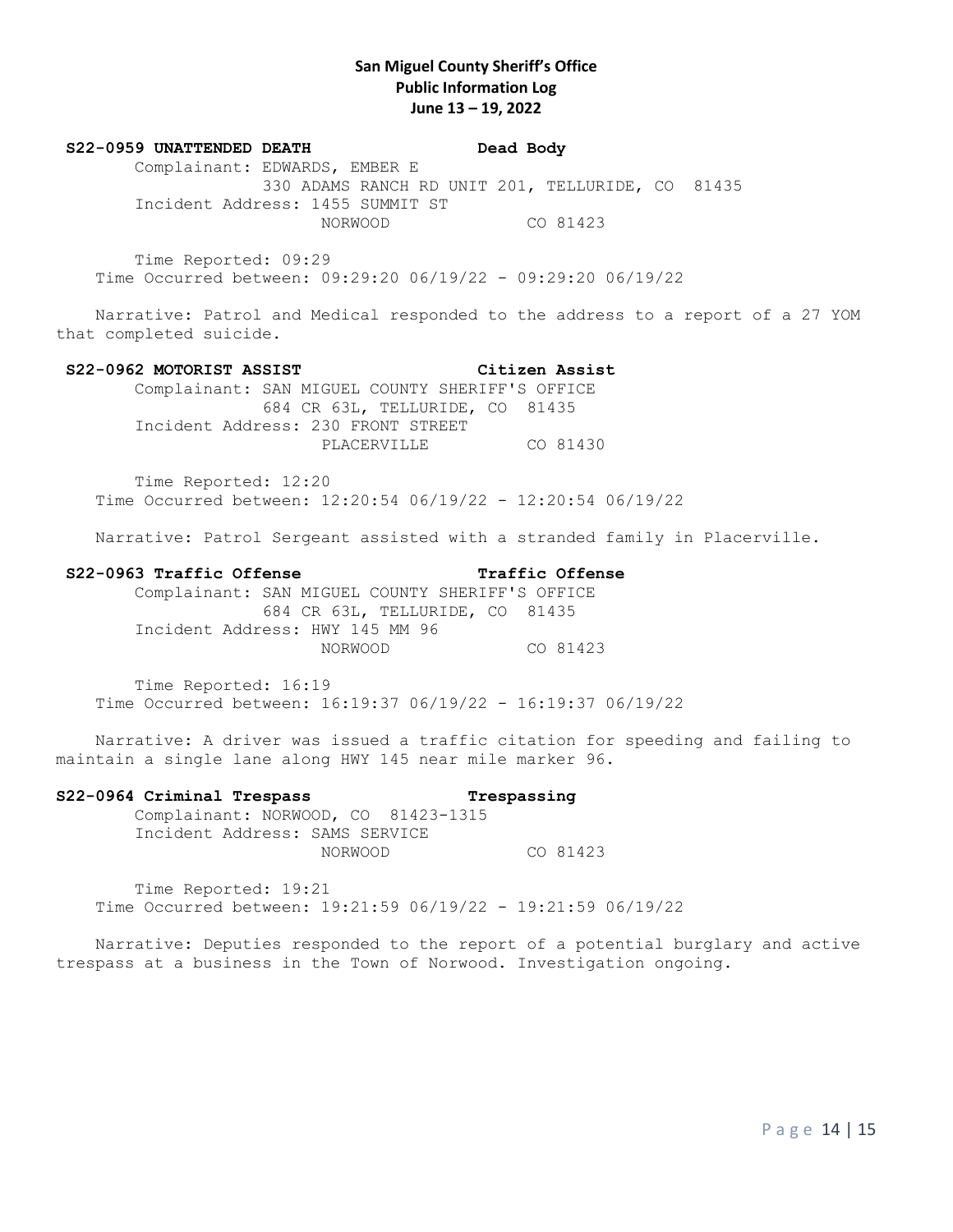**San Miguel County Sheriff's Office**
**Public Information Log**
**June 13 – 19, 2022**

**S22-0959 UNATTENDED DEATH** **Dead Body**

Complainant: EDWARDS, EMBER E
330 ADAMS RANCH RD UNIT 201, TELLURIDE, CO 81435
Incident Address: 1455 SUMMIT ST
NORWOOD CO 81423

Time Reported: 09:29
Time Occurred between: 09:29:20 06/19/22 - 09:29:20 06/19/22

Narrative: Patrol and Medical responded to the address to a report of a 27 YOM that completed suicide.

**S22-0962 MOTORIST ASSIST** **Citizen Assist**

Complainant: SAN MIGUEL COUNTY SHERIFF'S OFFICE
684 CR 63L, TELLURIDE, CO 81435
Incident Address: 230 FRONT STREET
PLACERVILLE CO 81430

Time Reported: 12:20
Time Occurred between: 12:20:54 06/19/22 - 12:20:54 06/19/22

Narrative: Patrol Sergeant assisted with a stranded family in Placerville.

**S22-0963 Traffic Offense** **Traffic Offense**

Complainant: SAN MIGUEL COUNTY SHERIFF'S OFFICE
684 CR 63L, TELLURIDE, CO 81435
Incident Address: HWY 145 MM 96
NORWOOD CO 81423

Time Reported: 16:19
Time Occurred between: 16:19:37 06/19/22 - 16:19:37 06/19/22

Narrative: A driver was issued a traffic citation for speeding and failing to maintain a single lane along HWY 145 near mile marker 96.

**S22-0964 Criminal Trespass** **Trespassing**

Complainant: NORWOOD, CO 81423-1315
Incident Address: SAMS SERVICE
NORWOOD CO 81423

Time Reported: 19:21
Time Occurred between: 19:21:59 06/19/22 - 19:21:59 06/19/22

Narrative: Deputies responded to the report of a potential burglary and active trespass at a business in the Town of Norwood. Investigation ongoing.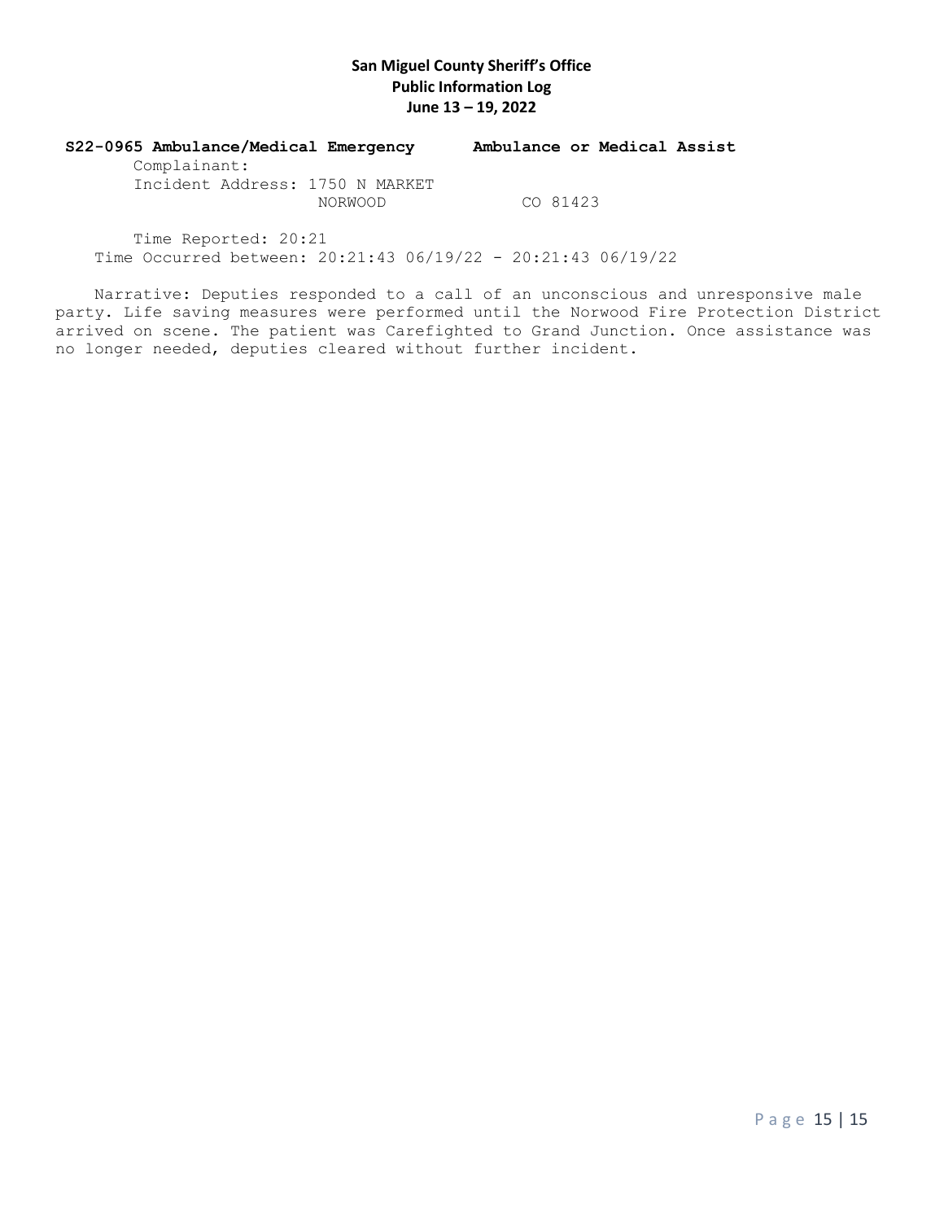**S22-0965 Ambulance/Medical Emergency Ambulance or Medical Assist**

Complainant:
Incident Address: 1750 N MARKET
NORWOOD CO 81423

Time Reported: 20:21
Time Occurred between: 20:21:43 06/19/22 - 20:21:43 06/19/22

Narrative: Deputies responded to a call of an unconscious and unresponsive male party. Life saving measures were performed until the Norwood Fire Protection District arrived on scene. The patient was Carefighted to Grand Junction. Once assistance was no longer needed, deputies cleared without further incident.